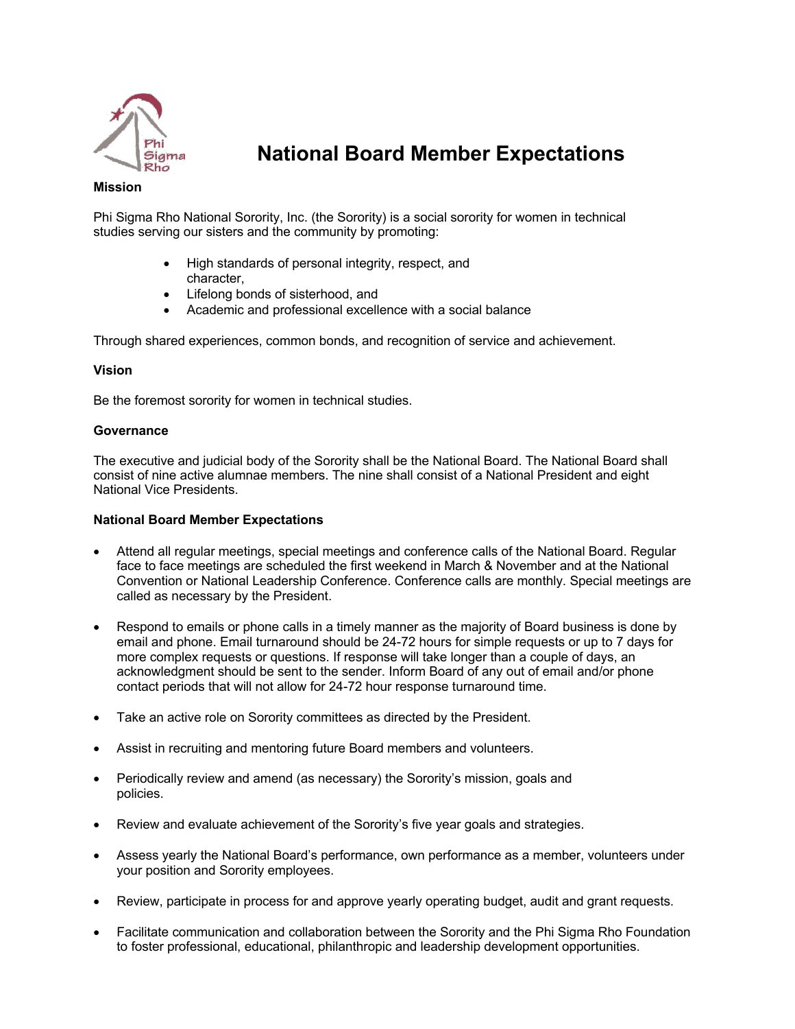# National Board Member Expectations

**Mission**

Phi Sigma Rho National Sorority, Inc. (the Sorority) is a social sorority for women in technical studies serving our sisters and the community by promoting:

- High standards of personal integrity, respect, and character,
- Lifelong bonds of sisterhood, and
- Academic and professional excellence with a social balance

Through shared experiences, common bonds, and recognition of service and achievement.

**Vision**

Be the foremost sorority for women in technical studies.

**Governance**

The executive and judicial body of the Sorority shall be the National Board. The National Board shall consist of nine active alumnae members. The nine shall consist of a National President and eight National Vice Presidents.

**National Board Member Expectations**

- Attend all regular meetings, special meetings and conference calls of the National Board. Regular face to face meetings are scheduled the first weekend in March & November and at the National Convention or National Leadership Conference. Conference calls are monthly. Special meetings are called as necessary by the President.

- Respond to emails or phone calls in a timely manner as the majority of Board business is done by email and phone. Email turnaround should be 24-72 hours for simple requests or up to 7 days for more complex requests or questions. If response will take longer than a couple of days, an acknowledgment should be sent to the sender. Inform Board of any out of email and/or phone contact periods that will not allow for 24-72 hour response turnaround time.

- Take an active role on Sorority committees as directed by the President.

- Assist in recruiting and mentoring future Board members and volunteers.

- Periodically review and amend (as necessary) the Sorority's mission, goals and policies.

- Review and evaluate achievement of the Sorority's five year goals and strategies.

- Assess yearly the National Board's performance, own performance as a member, volunteers under your position and Sorority employees.

- Review, participate in process for and approve yearly operating budget, audit and grant requests.

- Facilitate communication and collaboration between the Sorority and the Phi Sigma Rho Foundation to foster professional, educational, philanthropic and leadership development opportunities.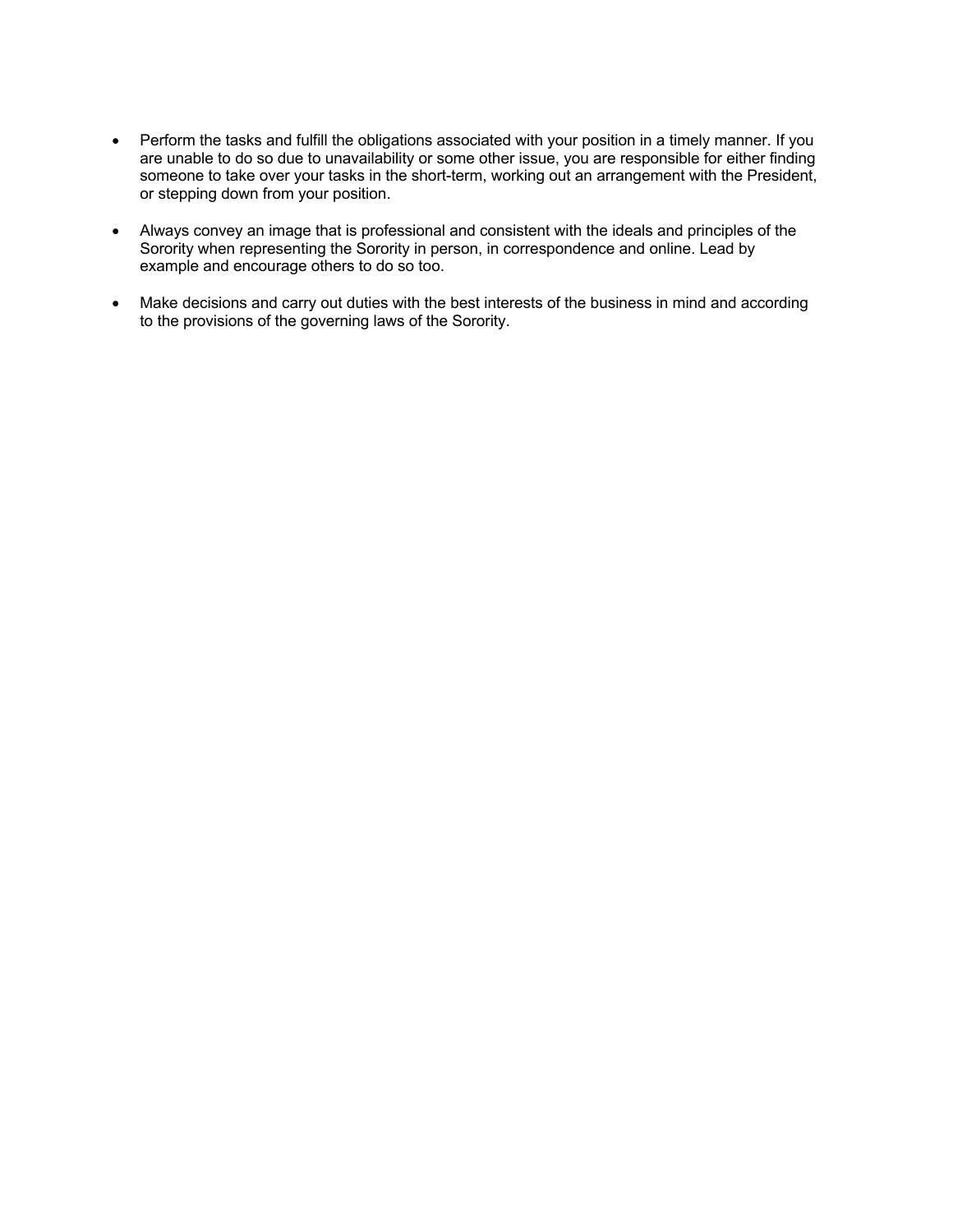- Perform the tasks and fulfill the obligations associated with your position in a timely manner. If you are unable to do so due to unavailability or some other issue, you are responsible for either finding someone to take over your tasks in the short-term, working out an arrangement with the President, or stepping down from your position.

- Always convey an image that is professional and consistent with the ideals and principles of the Sorority when representing the Sorority in person, in correspondence and online. Lead by example and encourage others to do so too.

- Make decisions and carry out duties with the best interests of the business in mind and according to the provisions of the governing laws of the Sorority.